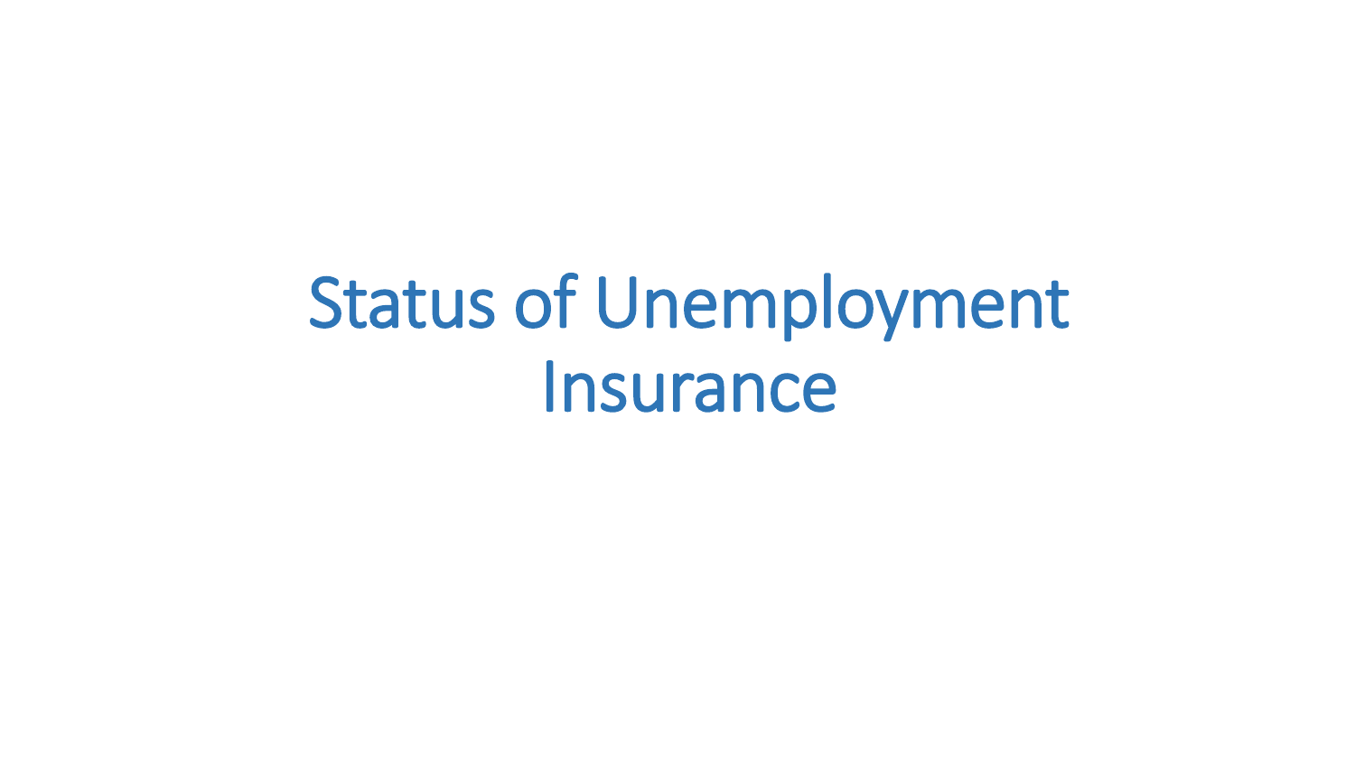# Status of Unemployment Insurance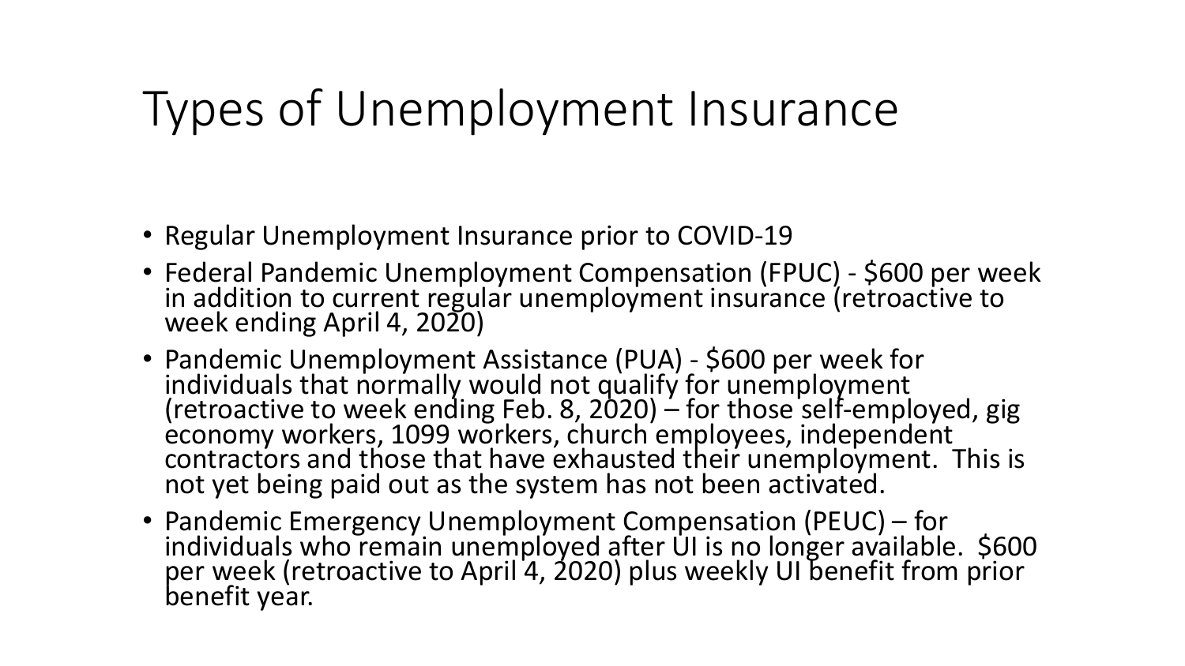# Types of Unemployment Insurance

- Regular Unemployment Insurance prior to COVID-19
- Federal Pandemic Unemployment Compensation (FPUC) - $600 per week in addition to current regular unemployment insurance (retroactive to week ending April 4, 2020)
- Pandemic Unemployment Assistance (PUA) - $600 per week for individuals that normally would not qualify for unemployment (retroactive to week ending Feb. 8, 2020) – for those self-employed, gig economy workers, 1099 workers, church employees, independent contractors and those that have exhausted their unemployment. This is not yet being paid out as the system has not been activated.
- Pandemic Emergency Unemployment Compensation (PEUC) – for individuals who remain unemployed after UI is no longer available. $600 per week (retroactive to April 4, 2020) plus weekly UI benefit from prior benefit year.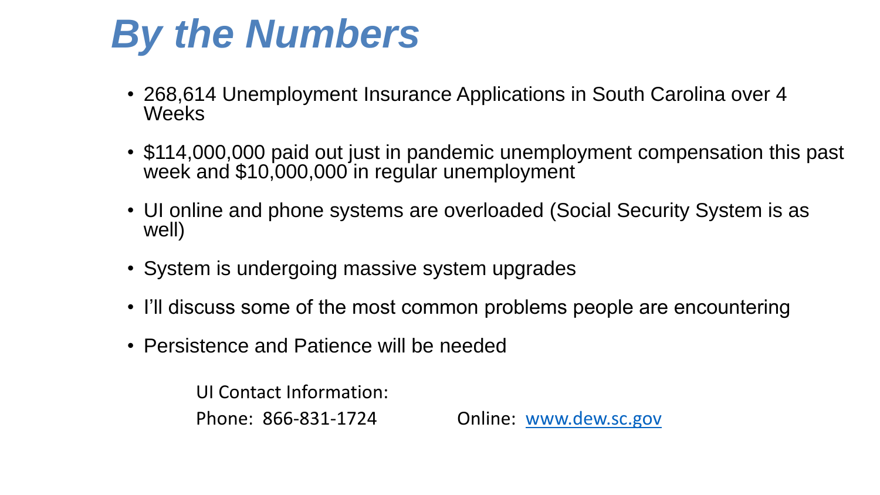# *By the Numbers*

- 268,614 Unemployment Insurance Applications in South Carolina over 4 Weeks
- $114,000,000 paid out just in pandemic unemployment compensation this past week and $10,000,000 in regular unemployment
- UI online and phone systems are overloaded (Social Security System is as well)
- System is undergoing massive system upgrades
- I'll discuss some of the most common problems people are encountering
- Persistence and Patience will be needed

UI Contact Information:

Phone: 866-831-1724 Online: [www.dew.sc.gov](http://www.dew.sc.gov)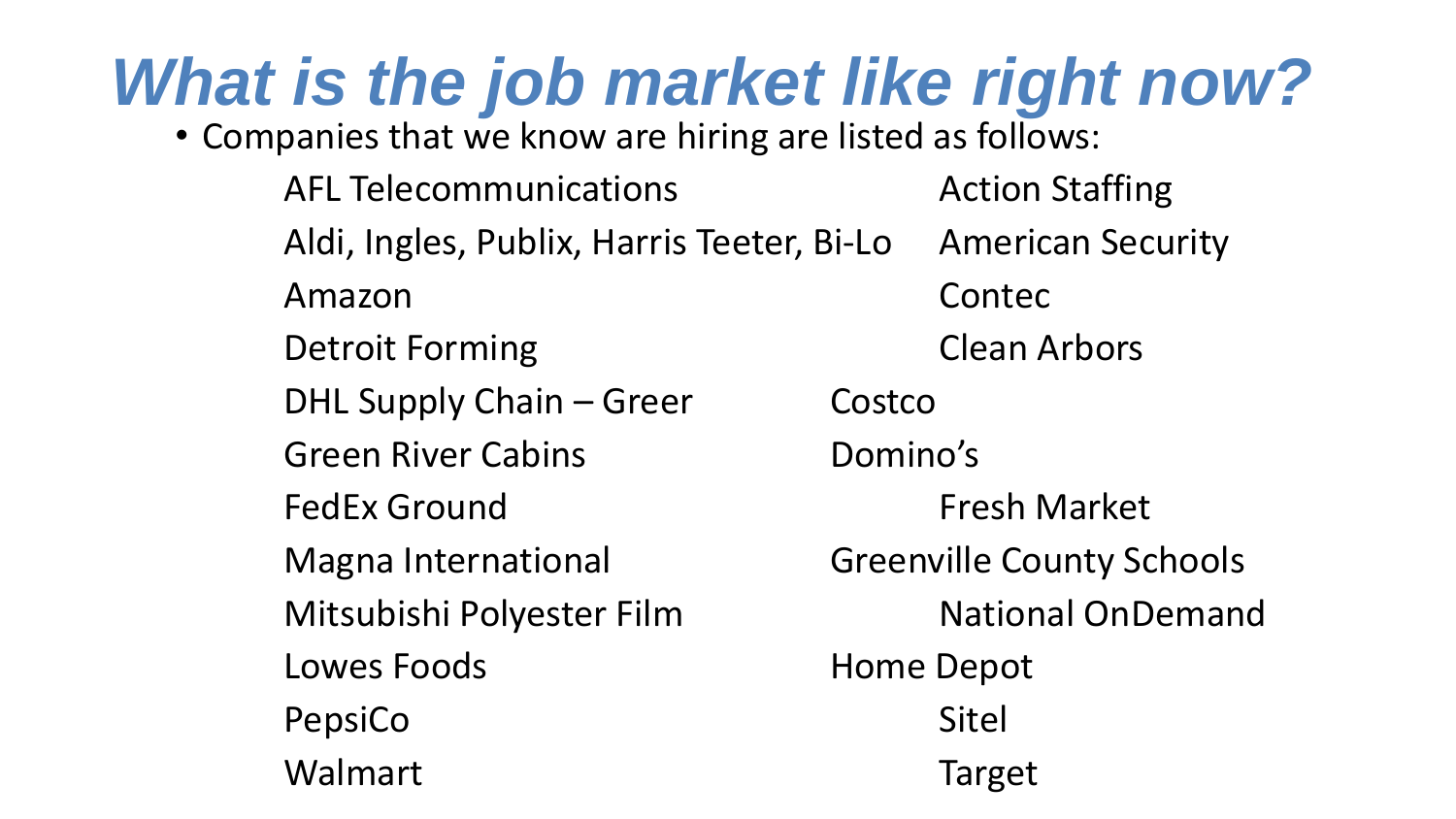# *What is the job market like right now?*

- Companies that we know are hiring are listed as follows:

AFL Telecommunications

Aldi, Ingles, Publix, Harris Teeter, Bi-Lo

Amazon

Detroit Forming

DHL Supply Chain – Greer

Green River Cabins

FedEx Ground

Magna International

Mitsubishi Polyester Film

Lowes Foods

PepsiCo

Walmart

Action Staffing

American Security

Contec

Clean Arbors

Costco

Domino's

Fresh Market

Greenville County Schools

National OnDemand

Home Depot

Sitel

Target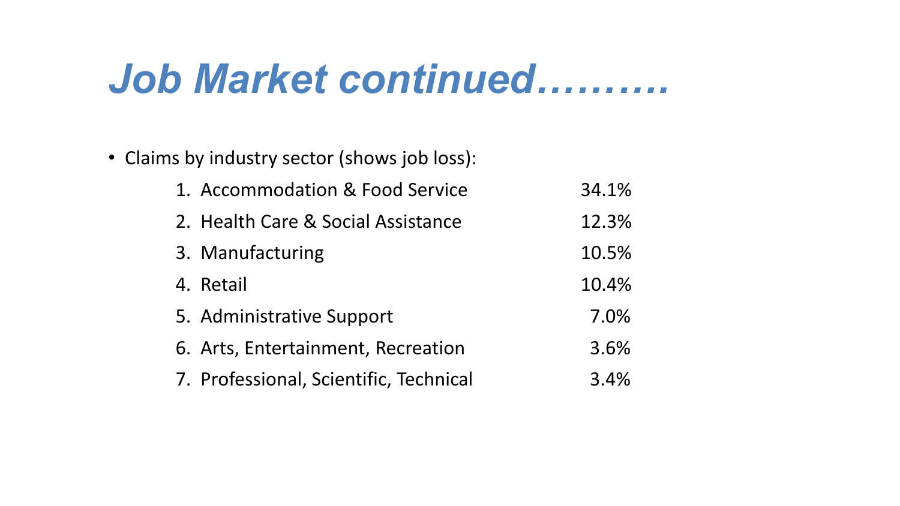# *Job Market continued……….*

- Claims by industry sector (shows job loss):

1. Accommodation & Food Service 34.1%
2. Health Care & Social Assistance 12.3%
3. Manufacturing 10.5%
4. Retail 10.4%
5. Administrative Support 7.0%
6. Arts, Entertainment, Recreation 3.6%
7. Professional, Scientific, Technical 3.4%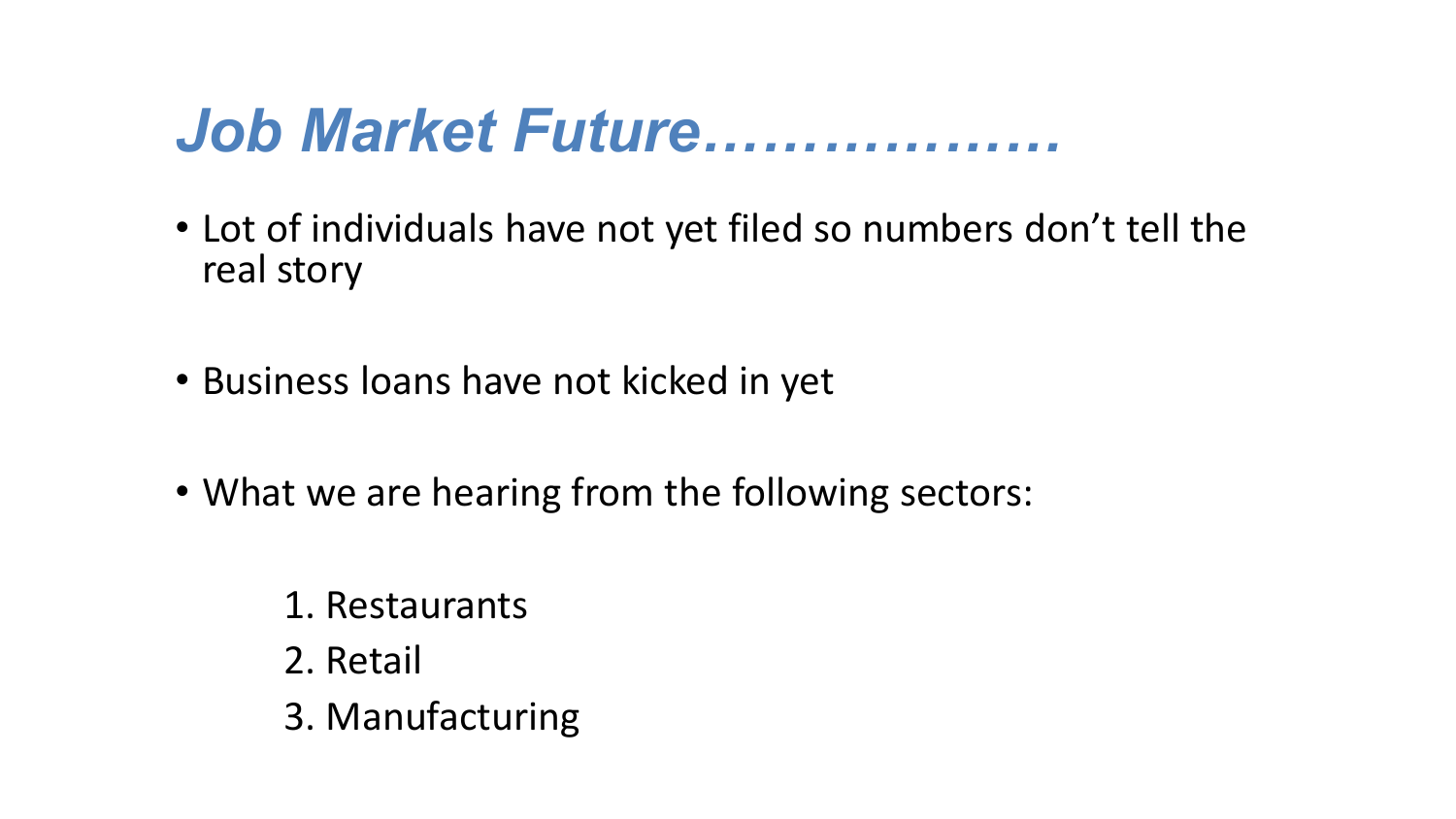# *Job Market Future………………*

- Lot of individuals have not yet filed so numbers don't tell the real story

- Business loans have not kicked in yet

- What we are hearing from the following sectors:

  1. Restaurants
  2. Retail
  3. Manufacturing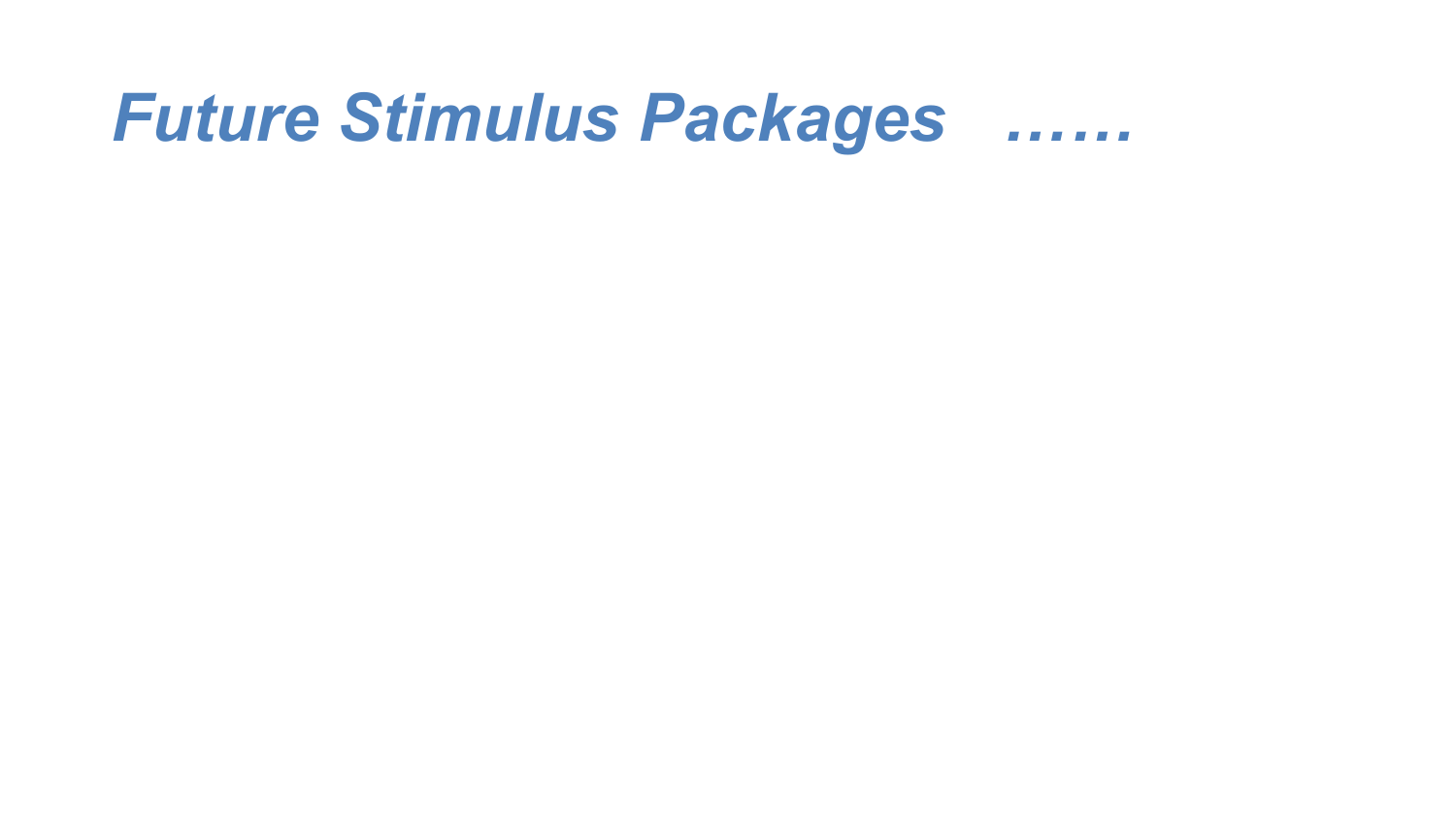# *Future Stimulus Packages ……*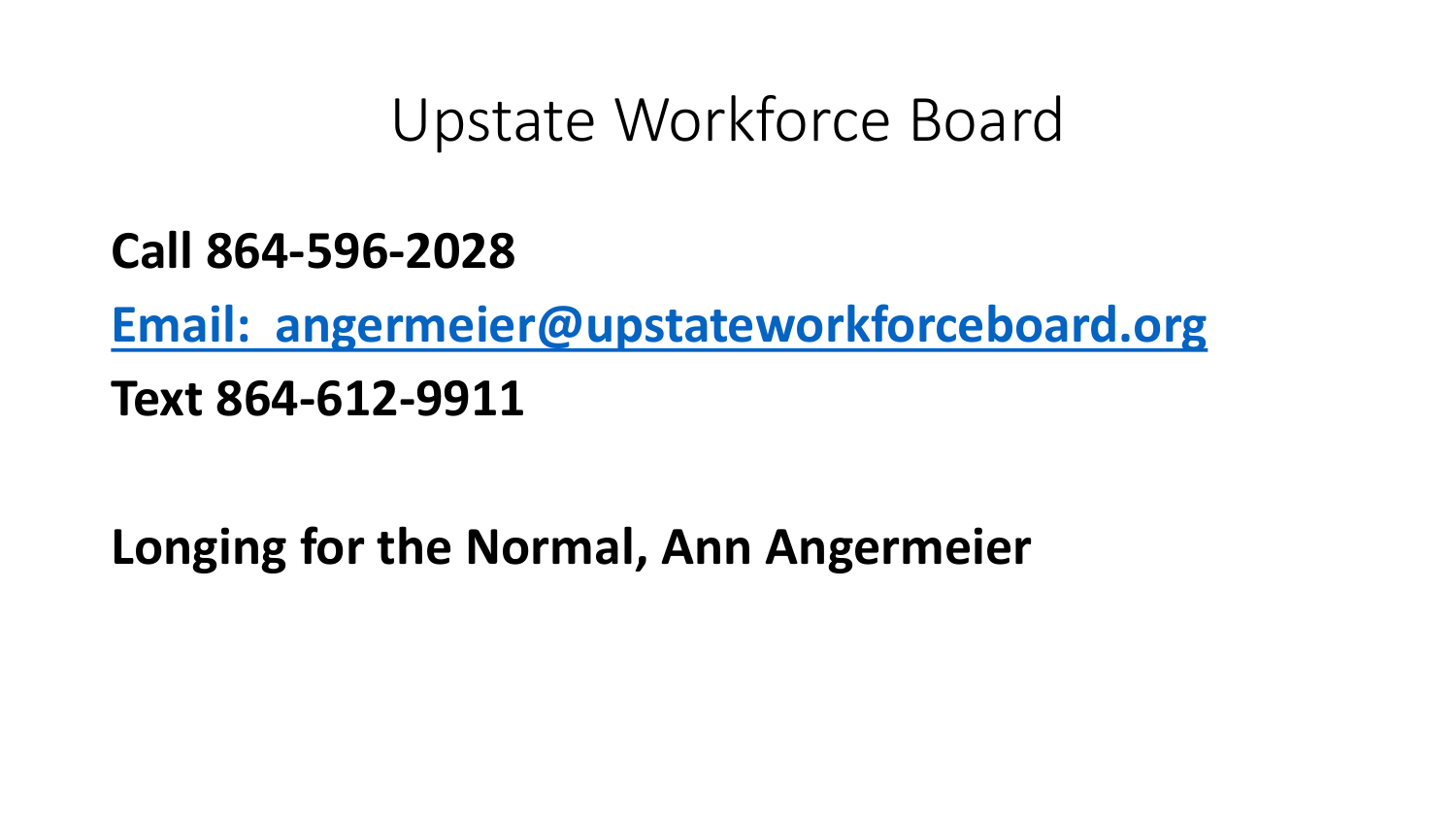# Upstate Workforce Board

**Call 864-596-2028**

**Email: angermeier@upstateworkforceboard.org**

**Text 864-612-9911**

**Longing for the Normal, Ann Angermeier**